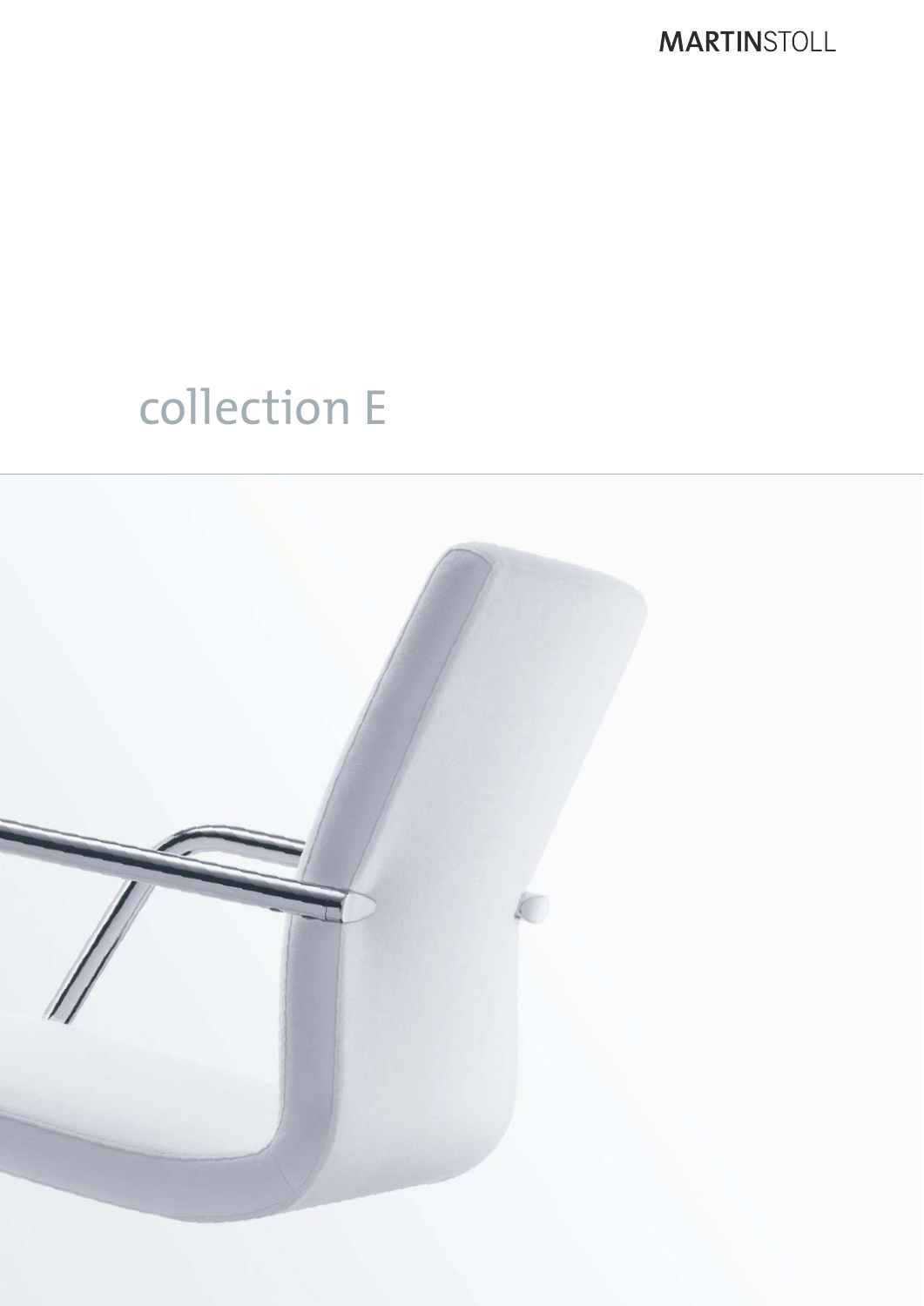MARTINSTOLL

# collection E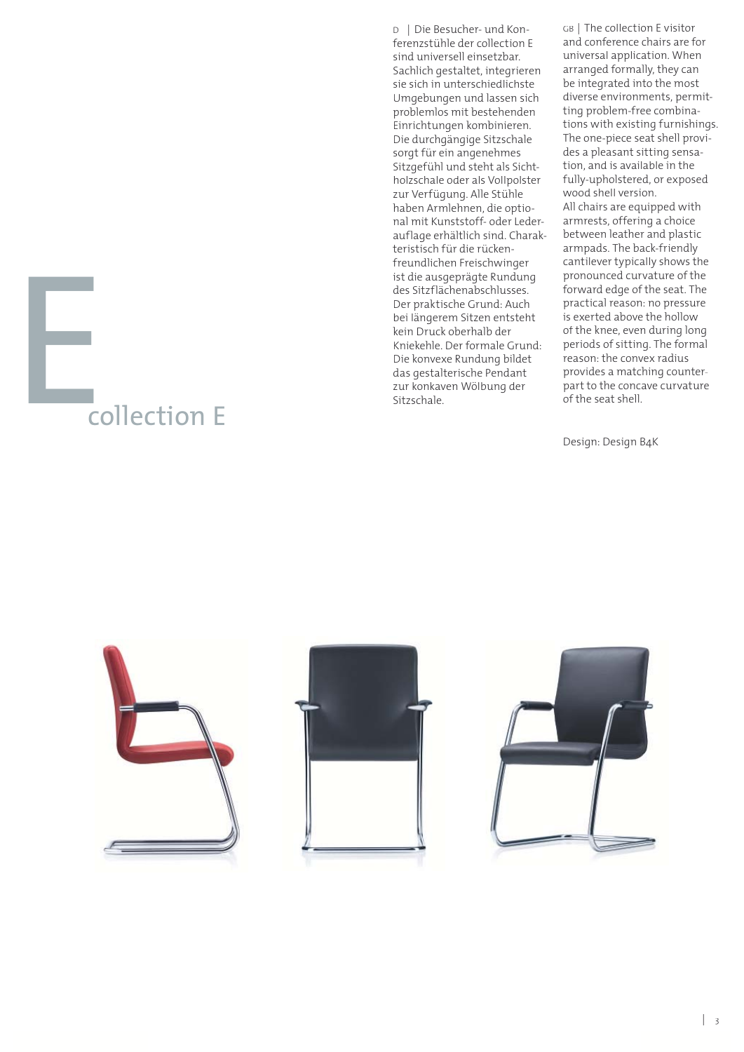# collection E

D | Die Besucher- und Konferenzstühle der collection E sind universell einsetzbar. Sachlich gestaltet, integrieren sie sich in unterschiedlichste Umgebungen und lassen sich problemlos mit bestehenden Einrichtungen kombinieren. Die durchgängige Sitzschale sorgt für ein angenehmes Sitzgefühl und steht als Sichtholzschale oder als Vollpolster zur Verfügung. Alle Stühle haben Armlehnen, die optional mit Kunststoff- oder Lederauflage erhältlich sind. Charakteristisch für die rückenfreundlichen Freischwinger ist die ausgeprägte Rundung des Sitzflächenabschlusses. Der praktische Grund: Auch bei längerem Sitzen entsteht kein Druck oberhalb der Kniekehle. Der formale Grund: Die konvexe Rundung bildet das gestalterische Pendant zur konkaven Wölbung der Sitzschale.

GB | The collection E visitor and conference chairs are for universal application. When arranged formally, they can be integrated into the most diverse environments, permitting problem-free combinations with existing furnishings. The one-piece seat shell provides a pleasant sitting sensation, and is available in the fully-upholstered, or exposed wood shell version. All chairs are equipped with armrests, offering a choice between leather and plastic armpads. The back-friendly cantilever typically shows the pronounced curvature of the forward edge of the seat. The practical reason: no pressure is exerted above the hollow of the knee, even during long periods of sitting. The formal reason: the convex radius provides a matching counterpart to the concave curvature of the seat shell.

Design: Design B4K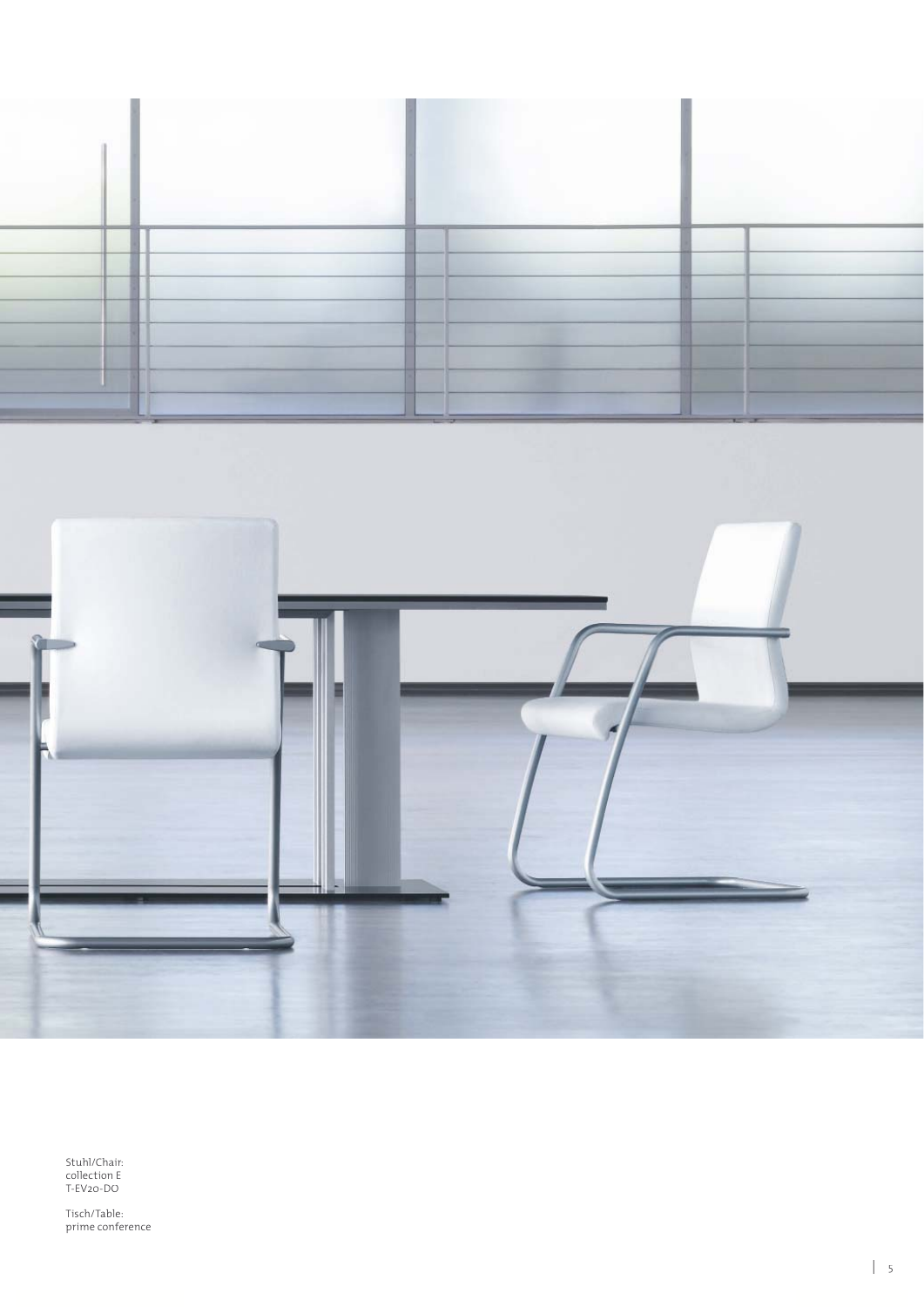Stuhl/Chair:
collection E
T-EV20-DO

Tisch/Table:
prime conference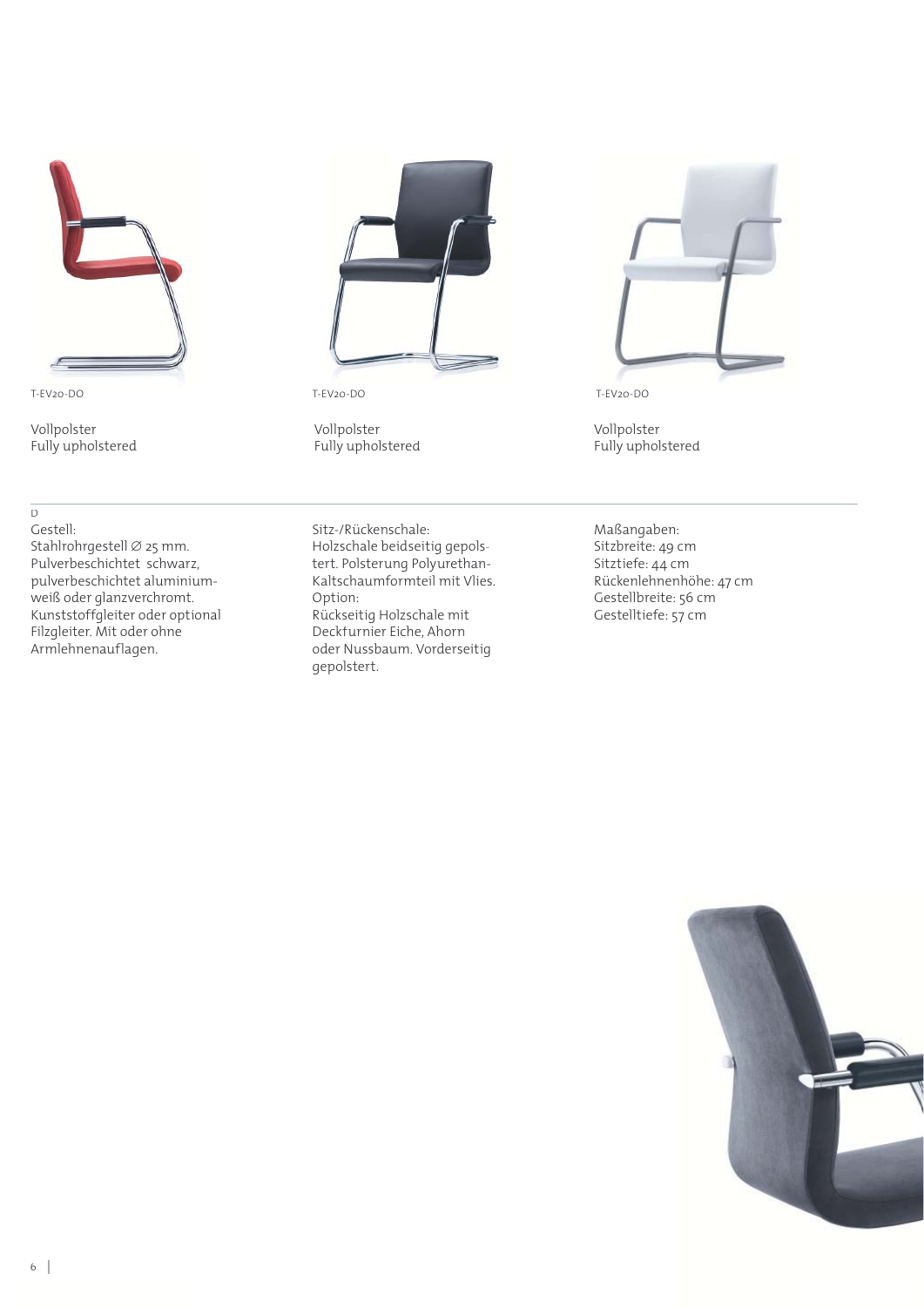T-EV20-DO

Vollpolster
Fully upholstered

T-EV20-DO

Vollpolster
Fully upholstered

T-EV20-DO

Vollpolster
Fully upholstered

D

Gestell:
Stahlrohrgestell ∅ 25 mm. Pulverbeschichtet schwarz, pulverbeschichtet aluminiumweiß oder glanzverchromt. Kunststoffgleiter oder optional Filzgleiter. Mit oder ohne Armlehnenauflagen.

Sitz-/Rückenschale:
Holzschale beidseitig gepolstert. Polsterung Polyurethan-Kaltschaumformteil mit Vlies.
Option:
Rückseitig Holzschale mit Deckfurnier Eiche, Ahorn oder Nussbaum. Vorderseitig gepolstert.

Maßangaben:
Sitzbreite: 49 cm
Sitztiefe: 44 cm
Rückenlehnenhöhe: 47 cm
Gestellbreite: 56 cm
Gestelltiefe: 57 cm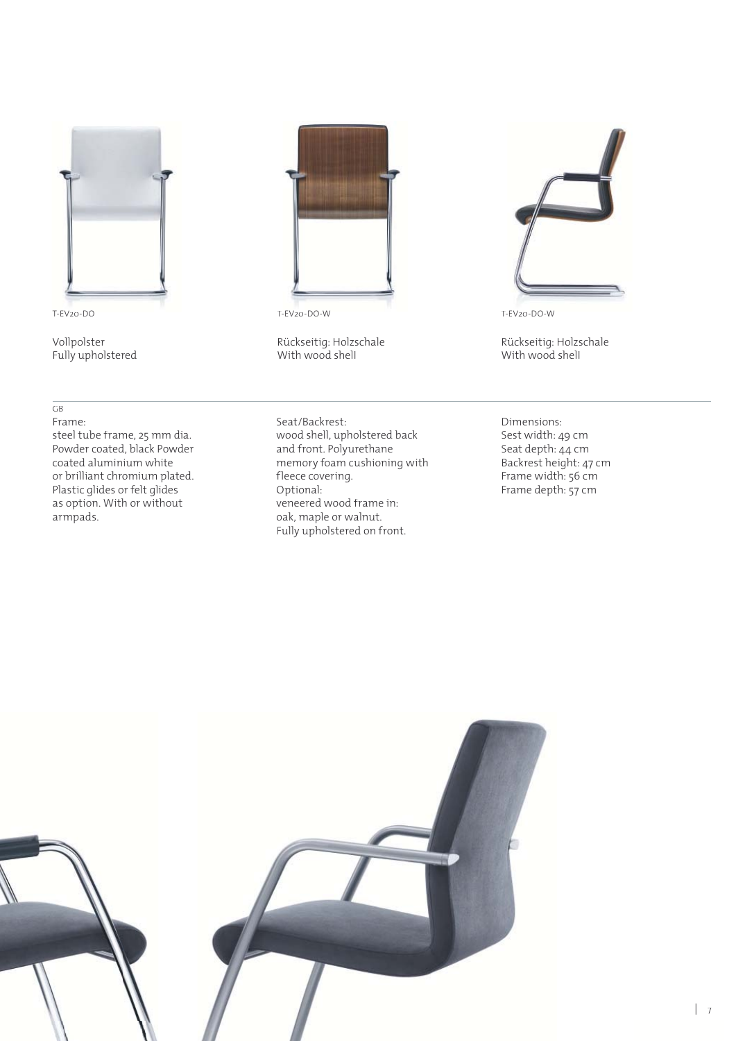T-EV20-DO

Vollpolster
Fully upholstered

T-EV20-DO-W

Rückseitig: Holzschale
With wood shell

T-EV20-DO-W

Rückseitig: Holzschale
With wood shell

GB

Frame:
steel tube frame, 25 mm dia.
Powder coated, black Powder coated aluminium white or brilliant chromium plated.
Plastic glides or felt glides as option. With or without armpads.

Seat/Backrest:
wood shell, upholstered back and front. Polyurethane memory foam cushioning with fleece covering.
Optional:
veneered wood frame in:
oak, maple or walnut.
Fully upholstered on front.

Dimensions:
Sest width: 49 cm
Seat depth: 44 cm
Backrest height: 47 cm
Frame width: 56 cm
Frame depth: 57 cm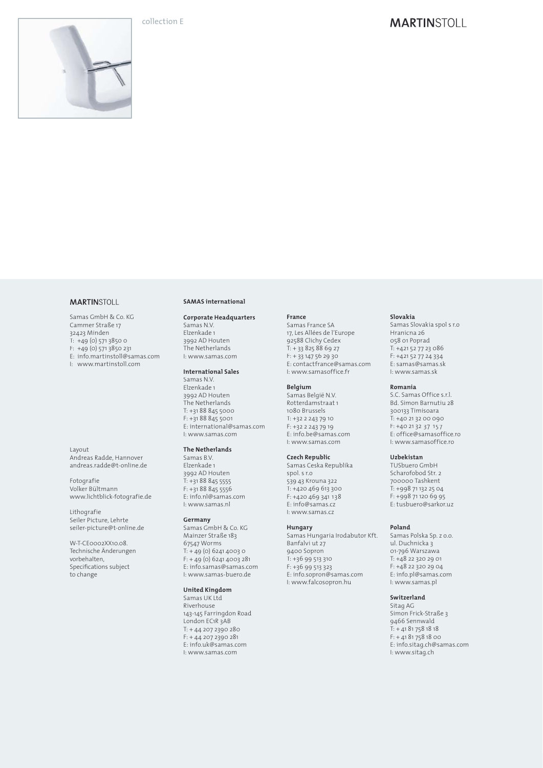collection E

**MARTIN**STOLL

**MARTIN**STOLL

Samas GmbH & Co. KG
Cammer Straße 17
32423 Minden
T: +49 (0) 571 3850 0
F: +49 (0) 571 3850 231
E: info.martinstoll@samas.com
I: www.martinstoll.com

Layout
Andreas Radde, Hannover
andreas.radde@t-online.de

Fotografie
Volker Bültmann
www.lichtblick-fotografie.de

Lithografie
Seiler Picture, Lehrte
seiler-picture@t-online.de

W-T-CE0002XX10.08.
Technische Änderungen vorbehalten,
Specifications subject to change

**SAMAS international**

**Corporate Headquarters**
Samas N.V.
Elzenkade 1
3992 AD Houten
The Netherlands
I: www.samas.com

**International Sales**
Samas N.V.
Elzenkade 1
3992 AD Houten
The Netherlands
T: +31 88 845 5000
F: +31 88 845 5001
E: international@samas.com
I: www.samas.com

**The Netherlands**
Samas B.V.
Elzenkade 1
3992 AD Houten
T: +31 88 845 5555
F: +31 88 845 5556
E: info.nl@samas.com
I: www.samas.nl

**Germany**
Samas GmbH & Co. KG
Mainzer Straße 183
67547 Worms
T: + 49 (0) 6241 4003 0
F: + 49 (0) 6241 4003 281
E: info.samas@samas.com
I: www.samas-buero.de

**United Kingdom**
Samas UK Ltd
Riverhouse
143-145 Farringdon Road
London EC1R 3AB
T: + 44 207 2390 280
F: + 44 207 2390 281
E: info.uk@samas.com
I: www.samas.com

**France**
Samas France SA
17, Les Allées de l'Europe
92588 Clichy Cedex
T: + 33 825 88 69 27
F: + 33 147 56 29 30
E: contactfrance@samas.com
I: www.samasoffice.fr

**Belgium**
Samas België N.V.
Rotterdamstraat 1
1080 Brussels
T: +32 2 243 79 10
F: +32 2 243 79 19
E: info.be@samas.com
I: www.samas.com

**Czech Republic**
Samas Ceska Republika spol. s r.o
539 43 Krouna 322
T: +420 469 613 300
F: +420 469 341 138
E: info@samas.cz
I: www.samas.cz

**Hungary**
Samas Hungaria Irodabutor Kft.
Banfalvi ut 27
9400 Sopron
T: +36 99 513 310
F: +36 99 513 323
E: info.sopron@samas.com
I: www.falcosopron.hu

**Slovakia**
Samas Slovakia spol s r.o
Hranicna 26
058 01 Poprad
T: +421 52 77 23 086
F: +421 52 77 24 334
E: samas@samas.sk
I: www.samas.sk

**Romania**
S.C. Samas Office s.r.l.
Bd. Simon Barnutiu 28
300133 Timisoara
T: +40 21 32 00 090
F: +40 21 32 37 157
E: office@samasoffice.ro
I: www.samasoffice.ro

**Uzbekistan**
TUSbuero GmbH
Scharofobod Str. 2
700000 Tashkent
T: +998 71 132 25 04
F: +998 71 120 69 95
E: tusbuero@sarkor.uz

**Poland**
Samas Polska Sp. z o.o.
ul. Duchnicka 3
01-796 Warszawa
T: +48 22 320 29 01
F: +48 22 320 29 04
E: info.pl@samas.com
I: www.samas.pl

**Switzerland**
Sitag AG
Simon Frick-Straße 3
9466 Sennwald
T: + 41 81 758 18 18
F: + 41 81 758 18 00
E: info.sitag.ch@samas.com
I: www.sitag.ch